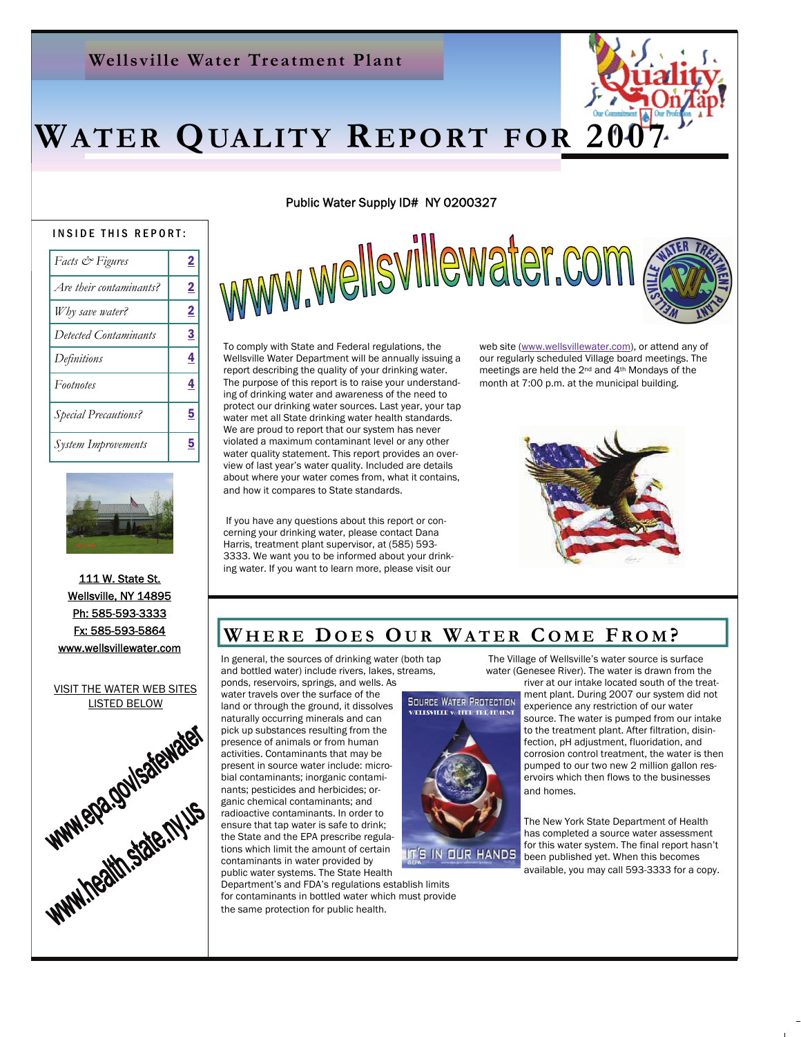Wellsville Water Treatment Plant

# WATER QUALITY REPORT FOR 2007

Public Water Supply ID# NY 0200327

**INSIDE THIS REPORT:**

| | |
|---|---|
| *Facts & Figures* | 2 |
| *Are their contaminants?* | 2 |
| *Why save water?* | 2 |
| *Detected Contaminants* | 3 |
| *Definitions* | 4 |
| *Footnotes* | 4 |
| *Special Precautions?* | 5 |
| *System Improvements* | 5 |

111 W. State St.
Wellsville, NY 14895
Ph: 585-593-3333
Fx: 585-593-5864
www.wellsvillewater.com

VISIT THE WATER WEB SITES LISTED BELOW

www.epa.gov/safewater

www.health.state.ny.us

www.wellsvillewater.com

To comply with State and Federal regulations, the Wellsville Water Department will be annually issuing a report describing the quality of your drinking water. The purpose of this report is to raise your understanding of drinking water and awareness of the need to protect our drinking water sources. Last year, your tap water met all State drinking water health standards. We are proud to report that our system has never violated a maximum contaminant level or any other water quality statement. This report provides an overview of last year's water quality. Included are details about where your water comes from, what it contains, and how it compares to State standards.

If you have any questions about this report or concerning your drinking water, please contact Dana Harris, treatment plant supervisor, at (585) 593-3333. We want you to be informed about your drinking water. If you want to learn more, please visit our web site (www.wellsvillewater.com), or attend any of our regularly scheduled Village board meetings. The meetings are held the 2nd and 4th Mondays of the month at 7:00 p.m. at the municipal building.

## WHERE DOES OUR WATER COME FROM?

In general, the sources of drinking water (both tap and bottled water) include rivers, lakes, streams, ponds, reservoirs, springs, and wells. As water travels over the surface of the land or through the ground, it dissolves naturally occurring minerals and can pick up substances resulting from the presence of animals or from human activities. Contaminants that may be present in source water include: microbial contaminants; inorganic contaminants; pesticides and herbicides; organic chemical contaminants; and radioactive contaminants. In order to ensure that tap water is safe to drink; the State and the EPA prescribe regulations which limit the amount of certain contaminants in water provided by public water systems. The State Health Department's and FDA's regulations establish limits for contaminants in bottled water which must provide the same protection for public health.

The Village of Wellsville's water source is surface water (Genesee River). The water is drawn from the river at our intake located south of the treatment plant. During 2007 our system did not experience any restriction of our water source. The water is pumped from our intake to the treatment plant. After filtration, disinfection, pH adjustment, fluoridation, and corrosion control treatment, the water is then pumped to our two new 2 million gallon reservoirs which then flows to the businesses and homes.

The New York State Department of Health has completed a source water assessment for this water system. The final report hasn't been published yet. When this becomes available, you may call 593-3333 for a copy.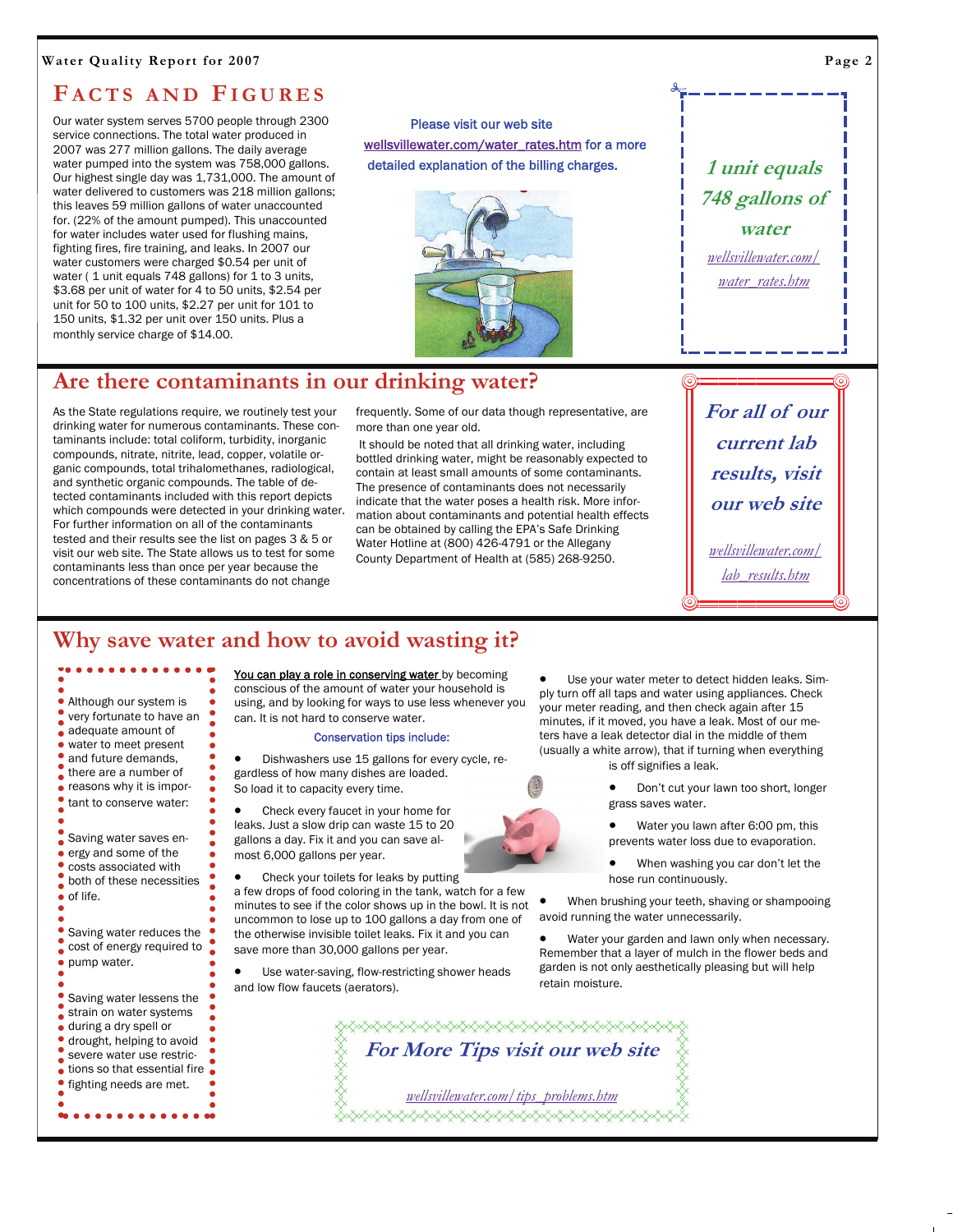## Facts and Figures

Our water system serves 5700 people through 2300 service connections. The total water produced in 2007 was 277 million gallons. The daily average water pumped into the system was 758,000 gallons. Our highest single day was 1,731,000. The amount of water delivered to customers was 218 million gallons; this leaves 59 million gallons of water unaccounted for. (22% of the amount pumped). This unaccounted for water includes water used for flushing mains, fighting fires, fire training, and leaks. In 2007 our water customers were charged $0.54 per unit of water ( 1 unit equals 748 gallons) for 1 to 3 units, $3.68 per unit of water for 4 to 50 units, $2.54 per unit for 50 to 100 units, $2.27 per unit for 101 to 150 units, $1.32 per unit over 150 units. Plus a monthly service charge of $14.00.

Please visit our web site wellsvillewater.com/water_rates.htm for a more detailed explanation of the billing charges.

*1 unit equals 748 gallons of water*

*wellsvillewater.com/water_rates.htm*

## Are there contaminants in our drinking water?

As the State regulations require, we routinely test your drinking water for numerous contaminants. These contaminants include: total coliform, turbidity, inorganic compounds, nitrate, nitrite, lead, copper, volatile organic compounds, total trihalomethanes, radiological, and synthetic organic compounds. The table of detected contaminants included with this report depicts which compounds were detected in your drinking water. For further information on all of the contaminants tested and their results see the list on pages 3 & 5 or visit our web site. The State allows us to test for some contaminants less than once per year because the concentrations of these contaminants do not change frequently. Some of our data though representative, are more than one year old.

It should be noted that all drinking water, including bottled drinking water, might be reasonably expected to contain at least small amounts of some contaminants. The presence of contaminants does not necessarily indicate that the water poses a health risk. More information about contaminants and potential health effects can be obtained by calling the EPA's Safe Drinking Water Hotline at (800) 426-4791 or the Allegany County Department of Health at (585) 268-9250.

*For all of our current lab results, visit our web site*

*wellsvillewater.com/lab_results.htm*

## Why save water and how to avoid wasting it?

Although our system is very fortunate to have an adequate amount of water to meet present and future demands, there are a number of reasons why it is important to conserve water:

Saving water saves energy and some of the costs associated with both of these necessities of life.

Saving water reduces the cost of energy required to pump water.

Saving water lessens the strain on water systems during a dry spell or drought, helping to avoid severe water use restrictions so that essential fire fighting needs are met.

You can play a role in conserving water by becoming conscious of the amount of water your household is using, and by looking for ways to use less whenever you can. It is not hard to conserve water.

Conservation tips include:

- Dishwashers use 15 gallons for every cycle, regardless of how many dishes are loaded. So load it to capacity every time.
- Check every faucet in your home for leaks. Just a slow drip can waste 15 to 20 gallons a day. Fix it and you can save almost 6,000 gallons per year.
- Check your toilets for leaks by putting a few drops of food coloring in the tank, watch for a few minutes to see if the color shows up in the bowl. It is not uncommon to lose up to 100 gallons a day from one of the otherwise invisible toilet leaks. Fix it and you can save more than 30,000 gallons per year.
- Use water-saving, flow-restricting shower heads and low flow faucets (aerators).
- Use your water meter to detect hidden leaks. Simply turn off all taps and water using appliances. Check your meter reading, and then check again after 15 minutes, if it moved, you have a leak. Most of our meters have a leak detector dial in the middle of them (usually a white arrow), that if turning when everything is off signifies a leak.
- Don't cut your lawn too short, longer grass saves water.
- Water you lawn after 6:00 pm, this prevents water loss due to evaporation.
- When washing you car don't let the hose run continuously.
- When brushing your teeth, shaving or shampooing avoid running the water unnecessarily.
- Water your garden and lawn only when necessary. Remember that a layer of mulch in the flower beds and garden is not only aesthetically pleasing but will help retain moisture.

*For More Tips visit our web site*

*wellsvillewater.com/tips_problems.htm*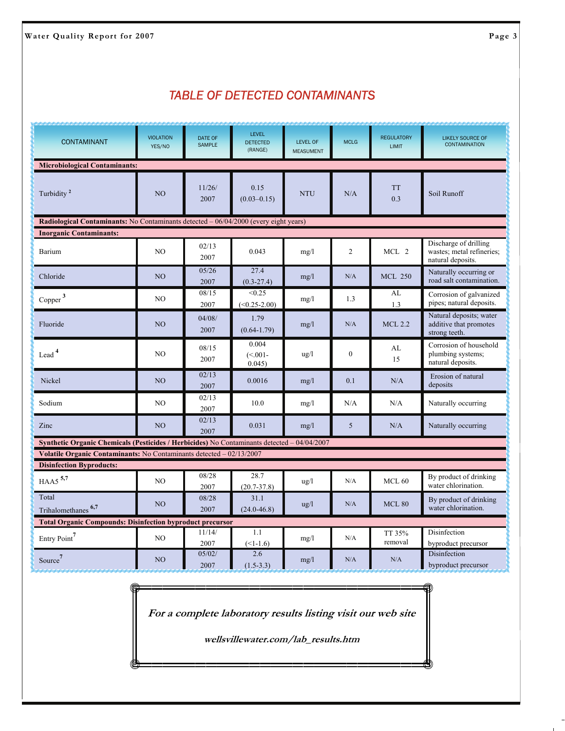## TABLE OF DETECTED CONTAMINANTS

| CONTAMINANT | VIOLATION YES/NO | DATE OF SAMPLE | LEVEL DETECTED (RANGE) | LEVEL OF MEASUMENT | MCLG | REGULATORY LIMIT | LIKELY SOURCE OF CONTAMINATION |
|---|---|---|---|---|---|---|---|
| **Microbiological Contaminants:** | | | | | | | |
| Turbidity [2] | NO | 11/26/ 2007 | 0.15 (0.03–0.15) | NTU | N/A | TT 0.3 | Soil Runoff |
| **Radiological Contaminants:** No Contaminants detected – 06/04/2000 (every eight years) | | | | | | | |
| **Inorganic Contaminants:** | | | | | | | |
| Barium | NO | 02/13 2007 | 0.043 | mg/l | 2 | MCL 2 | Discharge of drilling wastes; metal refineries; natural deposits. |
| Chloride | NO | 05/26 2007 | 27.4 (0.3-27.4) | mg/l | N/A | MCL 250 | Naturally occurring or road salt contamination. |
| Copper [3] | NO | 08/15 2007 | <0.25 (<0.25-2.00) | mg/l | 1.3 | AL 1.3 | Corrosion of galvanized pipes; natural deposits. |
| Fluoride | NO | 04/08/ 2007 | 1.79 (0.64-1.79) | mg/l | N/A | MCL 2.2 | Natural deposits; water additive that promotes strong teeth. |
| Lead [4] | NO | 08/15 2007 | 0.004 (<.001- 0.045) | ug/l | 0 | AL 15 | Corrosion of household plumbing systems; natural deposits. |
| Nickel | NO | 02/13 2007 | 0.0016 | mg/l | 0.1 | N/A | Erosion of natural deposits |
| Sodium | NO | 02/13 2007 | 10.0 | mg/l | N/A | N/A | Naturally occurring |
| Zinc | NO | 02/13 2007 | 0.031 | mg/l | 5 | N/A | Naturally occurring |
| **Synthetic Organic Chemicals (Pesticides / Herbicides)** No Contaminants detected – 04/04/2007 | | | | | | | |
| **Volatile Organic Contaminants:** No Contaminants detected – 02/13/2007 | | | | | | | |
| **Disinfection Byproducts:** | | | | | | | |
| HAA5 [5,7] | NO | 08/28 2007 | 28.7 (20.7-37.8) | ug/l | N/A | MCL 60 | By product of drinking water chlorination. |
| Total Trihalomethanes [6,7] | NO | 08/28 2007 | 31.1 (24.0-46.8) | ug/l | N/A | MCL 80 | By product of drinking water chlorination. |
| **Total Organic Compounds: Disinfection byproduct precursor** | | | | | | | |
| Entry Point [7] | NO | 11/14/ 2007 | 1.1 (<1-1.6) | mg/l | N/A | TT 35% removal | Disinfection byproduct precursor |
| Source [7] | NO | 05/02/ 2007 | 2.6 (1.5-3.3) | mg/l | N/A | N/A | Disinfection byproduct precursor |

***For a complete laboratory results listing visit our web site***

***wellsvillewater.com/lab_results.htm***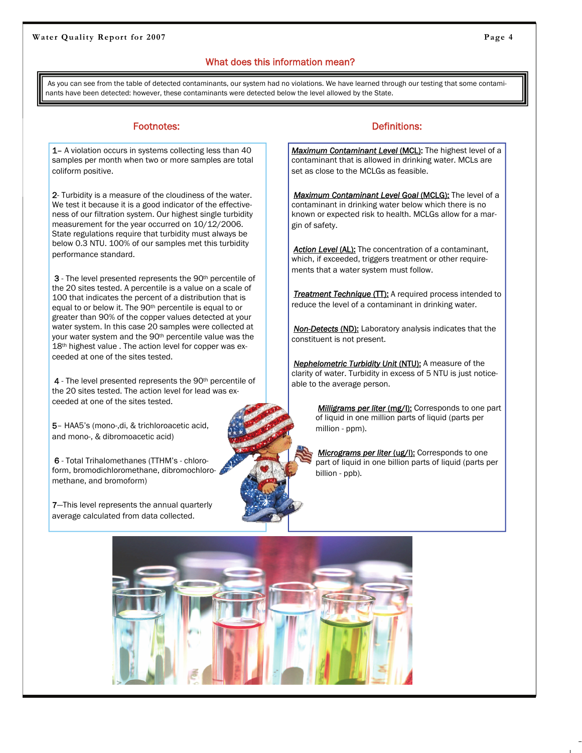## What does this information mean?

As you can see from the table of detected contaminants, our system had no violations. We have learned through our testing that some contaminants have been detected: however, these contaminants were detected below the level allowed by the State.

### Footnotes:

1– A violation occurs in systems collecting less than 40 samples per month when two or more samples are total coliform positive.

2- Turbidity is a measure of the cloudiness of the water. We test it because it is a good indicator of the effectiveness of our filtration system. Our highest single turbidity measurement for the year occurred on 10/12/2006. State regulations require that turbidity must always be below 0.3 NTU. 100% of our samples met this turbidity performance standard.

3 - The level presented represents the 90th percentile of the 20 sites tested. A percentile is a value on a scale of 100 that indicates the percent of a distribution that is equal to or below it. The 90th percentile is equal to or greater than 90% of the copper values detected at your water system. In this case 20 samples were collected at your water system and the 90th percentile value was the 18th highest value . The action level for copper was exceeded at one of the sites tested.

4 - The level presented represents the 90th percentile of the 20 sites tested. The action level for lead was exceeded at one of the sites tested.

5– HAA5's (mono-,di, & trichloroacetic acid, and mono-, & dibromoacetic acid)

6 - Total Trihalomethanes (TTHM's - chloroform, bromodichloromethane, dibromochloromethane, and bromoform)

7—This level represents the annual quarterly average calculated from data collected.

### Definitions:

***Maximum Contaminant Level* (MCL):** The highest level of a contaminant that is allowed in drinking water. MCLs are set as close to the MCLGs as feasible.

***Maximum Contaminant Level Goal* (MCLG):** The level of a contaminant in drinking water below which there is no known or expected risk to health. MCLGs allow for a margin of safety.

***Action Level* (AL):** The concentration of a contaminant, which, if exceeded, triggers treatment or other requirements that a water system must follow.

***Treatment Technique* (TT):** A required process intended to reduce the level of a contaminant in drinking water.

***Non-Detects* (ND):** Laboratory analysis indicates that the constituent is not present.

***Nephelometric Turbidity Unit* (NTU):** A measure of the clarity of water. Turbidity in excess of 5 NTU is just noticeable to the average person.

***Milligrams per liter* (mg/l):** Corresponds to one part of liquid in one million parts of liquid (parts per million - ppm).

***Micrograms per liter* (ug/l):** Corresponds to one part of liquid in one billion parts of liquid (parts per billion - ppb).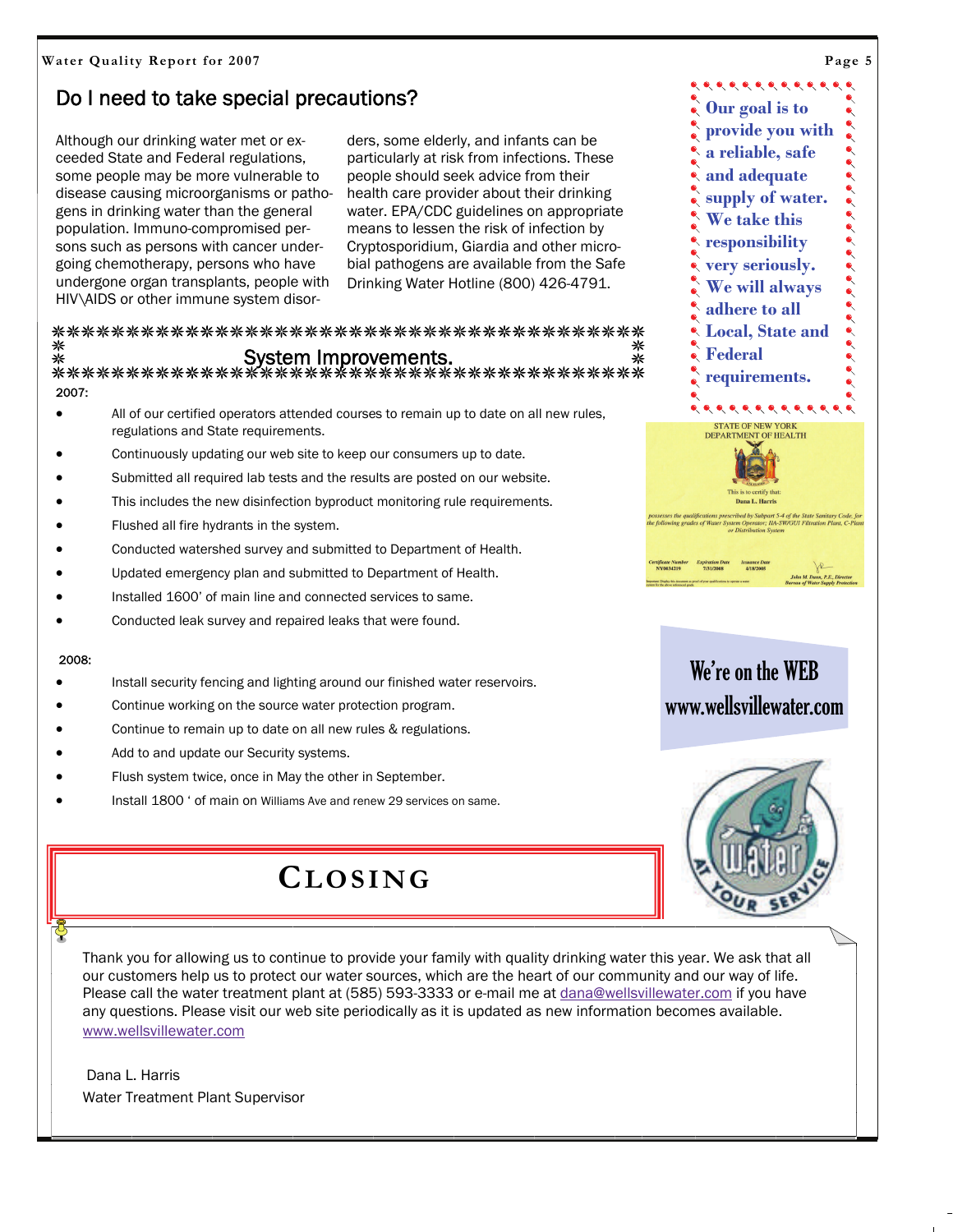## Do I need to take special precautions?

Although our drinking water met or exceeded State and Federal regulations, some people may be more vulnerable to disease causing microorganisms or pathogens in drinking water than the general population. Immuno-compromised persons such as persons with cancer undergoing chemotherapy, persons who have undergone organ transplants, people with HIV\AIDS or other immune system disorders, some elderly, and infants can be particularly at risk from infections. These people should seek advice from their health care provider about their drinking water. EPA/CDC guidelines on appropriate means to lessen the risk of infection by Cryptosporidium, Giardia and other microbial pathogens are available from the Safe Drinking Water Hotline (800) 426-4791.

**Our goal is to provide you with a reliable, safe and adequate supply of water. We take this responsibility very seriously. We will always adhere to all Local, State and Federal requirements.**

STATE OF NEW YORK
DEPARTMENT OF HEALTH

This is to certify that:
Dana L. Harris

*possesses the qualifications prescribed by Subpart 5-4 of the State Sanitary Code, for the following grades of Water System Operator; IIA-SW/GUI Filtration Plant, C-Plant or Distribution System*

Certificate Number NY0634219 | Expiration Date 7/31/2008 | Issuance Date 4/18/2005

John M. Dunn, P.E., Director
Bureau of Water Supply Protection

## System Improvements.

2007:

- All of our certified operators attended courses to remain up to date on all new rules, regulations and State requirements.
- Continuously updating our web site to keep our consumers up to date.
- Submitted all required lab tests and the results are posted on our website.
- This includes the new disinfection byproduct monitoring rule requirements.
- Flushed all fire hydrants in the system.
- Conducted watershed survey and submitted to Department of Health.
- Updated emergency plan and submitted to Department of Health.
- Installed 1600' of main line and connected services to same.
- Conducted leak survey and repaired leaks that were found.

2008:

- Install security fencing and lighting around our finished water reservoirs.
- Continue working on the source water protection program.
- Continue to remain up to date on all new rules & regulations.
- Add to and update our Security systems.
- Flush system twice, once in May the other in September.
- Install 1800 ' of main on Williams Ave and renew 29 services on same.

**We're on the WEB**
**www.wellsvillewater.com**

## CLOSING

Thank you for allowing us to continue to provide your family with quality drinking water this year. We ask that all our customers help us to protect our water sources, which are the heart of our community and our way of life. Please call the water treatment plant at (585) 593-3333 or e-mail me at dana@wellsvillewater.com if you have any questions. Please visit our web site periodically as it is updated as new information becomes available. www.wellsvillewater.com

Dana L. Harris
Water Treatment Plant Supervisor